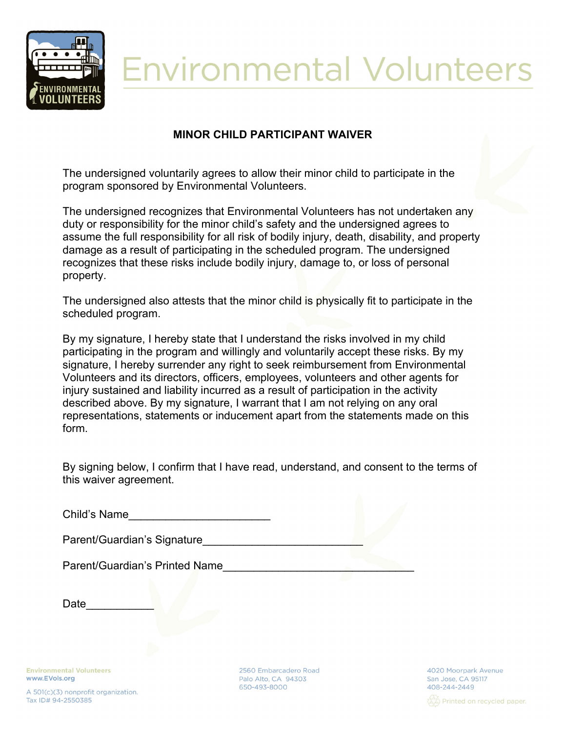# Environmental Volunteers

## MINOR CHILD PARTICIPANT WAIVER

The undersigned voluntarily agrees to allow their minor child to participate in the program sponsored by Environmental Volunteers.

The undersigned recognizes that Environmental Volunteers has not undertaken any duty or responsibility for the minor child's safety and the undersigned agrees to assume the full responsibility for all risk of bodily injury, death, disability, and property damage as a result of participating in the scheduled program. The undersigned recognizes that these risks include bodily injury, damage to, or loss of personal property.

The undersigned also attests that the minor child is physically fit to participate in the scheduled program.

By my signature, I hereby state that I understand the risks involved in my child participating in the program and willingly and voluntarily accept these risks. By my signature, I hereby surrender any right to seek reimbursement from Environmental Volunteers and its directors, officers, employees, volunteers and other agents for injury sustained and liability incurred as a result of participation in the activity described above. By my signature, I warrant that I am not relying on any oral representations, statements or inducement apart from the statements made on this form.

By signing below, I confirm that I have read, understand, and consent to the terms of this waiver agreement.

Child's Name_______________________

Parent/Guardian's Signature_________________________

Parent/Guardian's Printed Name______________________________

Date___________

Environmental Volunteers
www.EVols.org

A 501(c)(3) nonprofit organization.
Tax ID# 94-2550385

2560 Embarcadero Road
Palo Alto, CA 94303
650-493-8000

4020 Moorpark Avenue
San Jose, CA 95117
408-244-2449

Printed on recycled paper.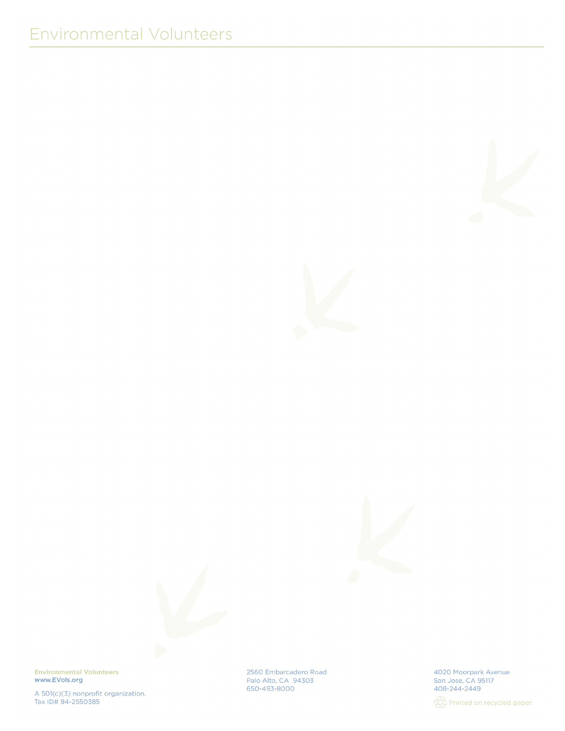Environmental Volunteers

**Environmental Volunteers**
www.EVols.org

A 501(c)(3) nonprofit organization.
Tax ID# 94-2550385

2560 Embarcadero Road
Palo Alto, CA 94303
650-493-8000

4020 Moorpark Avenue
San Jose, CA 95117
408-244-2449

Printed on recycled paper.